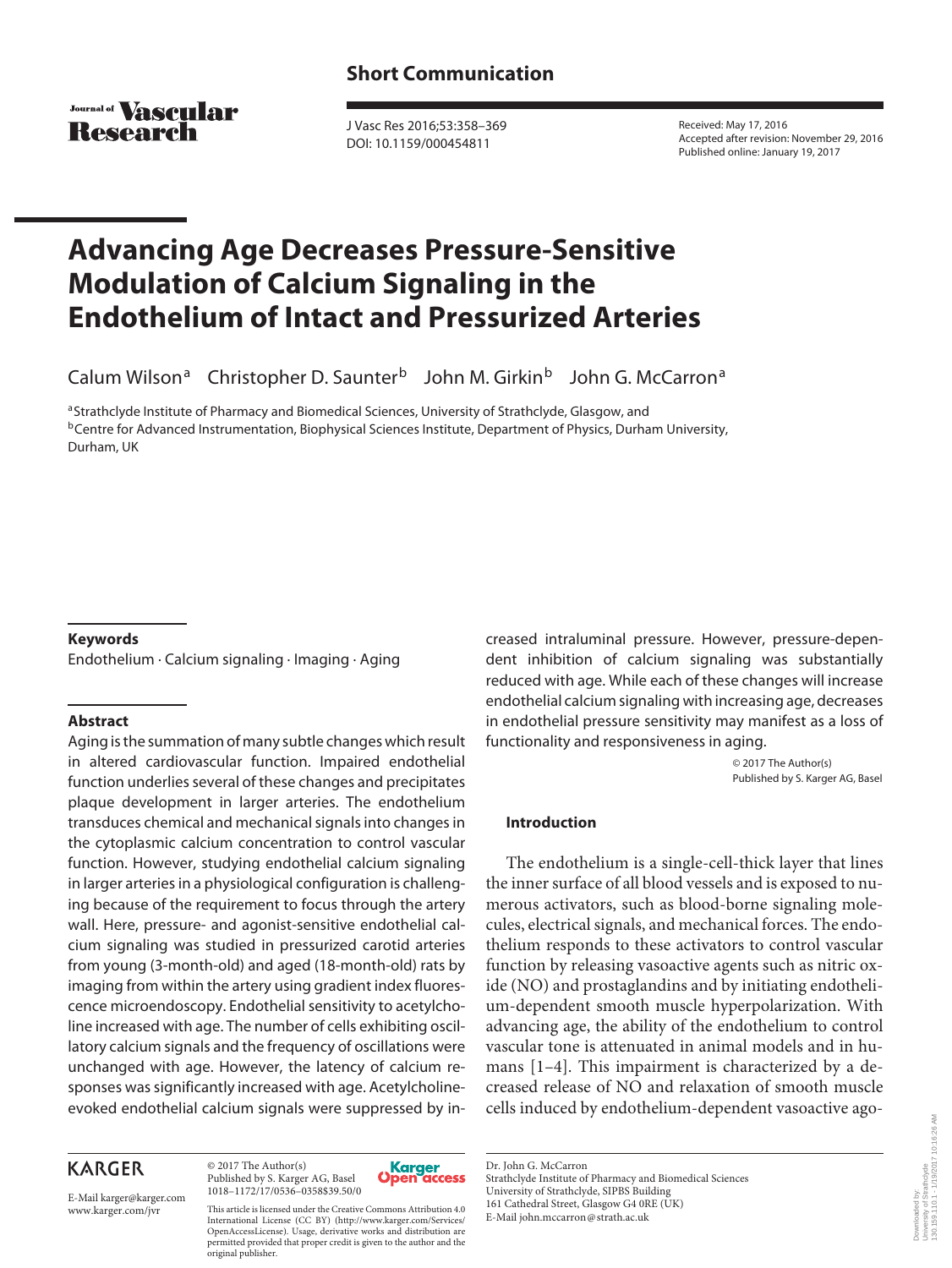**Short Communication**

# Advancing Age Decreases Pressure-Sensitive Modulation of Calcium Signaling in the Endothelium of Intact and Pressurized Arteries

Calum Wilson[a] Christopher D. Saunter[b] John M. Girkin[b] John G. McCarron[a]

[a]Strathclyde Institute of Pharmacy and Biomedical Sciences, University of Strathclyde, Glasgow, and
[b]Centre for Advanced Instrumentation, Biophysical Sciences Institute, Department of Physics, Durham University, Durham, UK

Received: May 17, 2016
Accepted after revision: November 29, 2016
Published online: January 19, 2017

J Vasc Res 2016;53:358–369
DOI: 10.1159/000454811

### Keywords

Endothelium · Calcium signaling · Imaging · Aging

### Abstract

Aging is the summation of many subtle changes which result in altered cardiovascular function. Impaired endothelial function underlies several of these changes and precipitates plaque development in larger arteries. The endothelium transduces chemical and mechanical signals into changes in the cytoplasmic calcium concentration to control vascular function. However, studying endothelial calcium signaling in larger arteries in a physiological configuration is challenging because of the requirement to focus through the artery wall. Here, pressure- and agonist-sensitive endothelial calcium signaling was studied in pressurized carotid arteries from young (3-month-old) and aged (18-month-old) rats by imaging from within the artery using gradient index fluorescence microendoscopy. Endothelial sensitivity to acetylcholine increased with age. The number of cells exhibiting oscillatory calcium signals and the frequency of oscillations were unchanged with age. However, the latency of calcium responses was significantly increased with age. Acetylcholine-evoked endothelial calcium signals were suppressed by increased intraluminal pressure. However, pressure-dependent inhibition of calcium signaling was substantially reduced with age. While each of these changes will increase endothelial calcium signaling with increasing age, decreases in endothelial pressure sensitivity may manifest as a loss of functionality and responsiveness in aging.

© 2017 The Author(s)
Published by S. Karger AG, Basel

### Introduction

The endothelium is a single-cell-thick layer that lines the inner surface of all blood vessels and is exposed to numerous activators, such as blood-borne signaling molecules, electrical signals, and mechanical forces. The endothelium responds to these activators to control vascular function by releasing vasoactive agents such as nitric oxide (NO) and prostaglandins and by initiating endothelium-dependent smooth muscle hyperpolarization. With advancing age, the ability of the endothelium to control vascular tone is attenuated in animal models and in humans [1–4]. This impairment is characterized by a decreased release of NO and relaxation of smooth muscle cells induced by endothelium-dependent vasoactive ago-

KARGER

E-Mail karger@karger.com
www.karger.com/jvr

© 2017 The Author(s)
Published by S. Karger AG, Basel
1018–1172/17/0536–0358$39.50/0

This article is licensed under the Creative Commons Attribution 4.0 International License (CC BY) (http://www.karger.com/Services/OpenAccessLicense). Usage, derivative works and distribution are permitted provided that proper credit is given to the author and the original publisher.

Dr. John G. McCarron
Strathclyde Institute of Pharmacy and Biomedical Sciences
University of Strathclyde, SIPBS Building
161 Cathedral Street, Glasgow G4 0RE (UK)
E-Mail john.mccarron@strath.ac.uk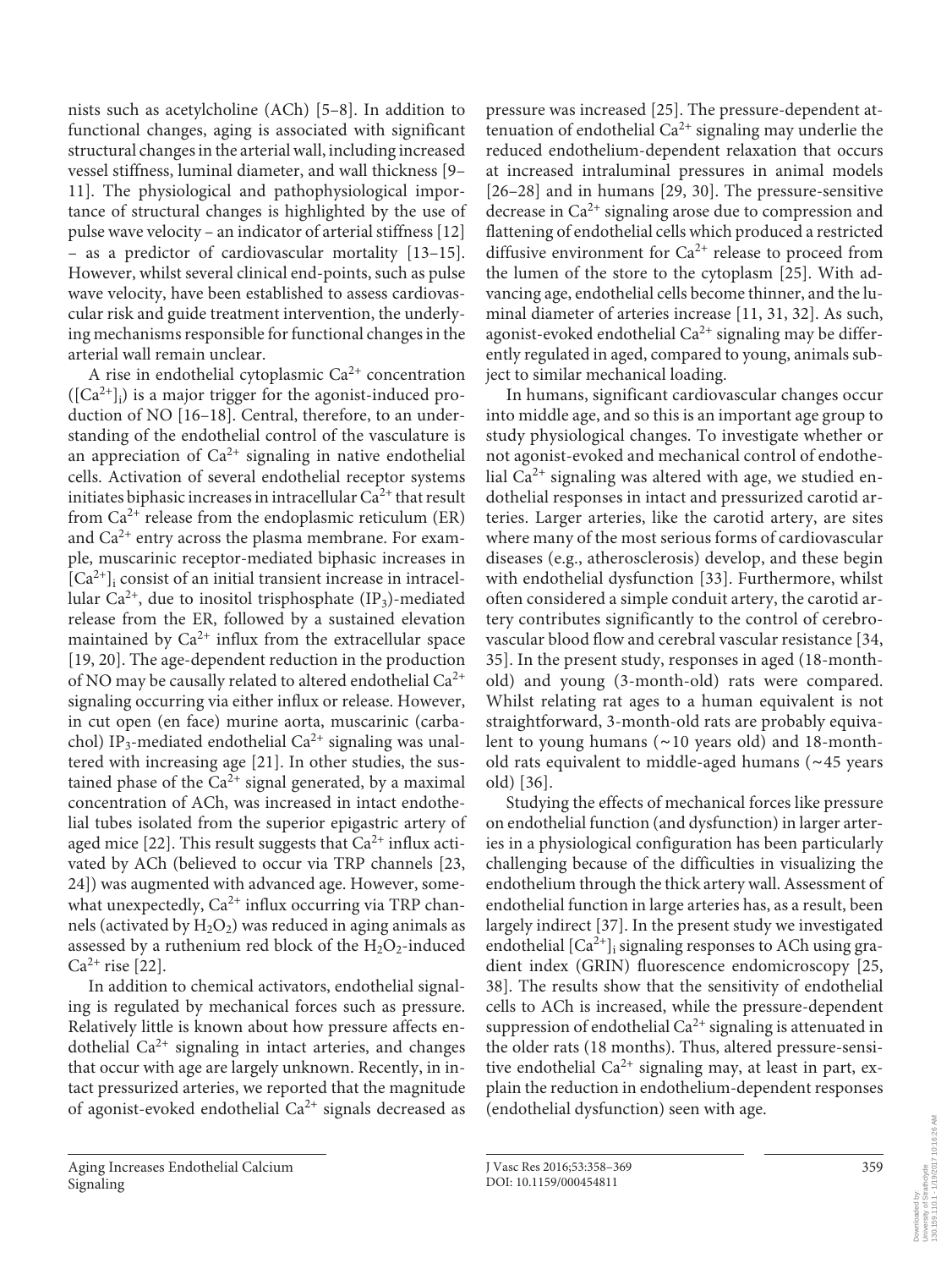nists such as acetylcholine (ACh) [5–8]. In addition to functional changes, aging is associated with significant structural changes in the arterial wall, including increased vessel stiffness, luminal diameter, and wall thickness [9–11]. The physiological and pathophysiological importance of structural changes is highlighted by the use of pulse wave velocity – an indicator of arterial stiffness [12] – as a predictor of cardiovascular mortality [13–15]. However, whilst several clinical end-points, such as pulse wave velocity, have been established to assess cardiovascular risk and guide treatment intervention, the underlying mechanisms responsible for functional changes in the arterial wall remain unclear.

A rise in endothelial cytoplasmic $Ca^{2+}$ concentration ($[Ca^{2+}]_i$) is a major trigger for the agonist-induced production of NO [16–18]. Central, therefore, to an understanding of the endothelial control of the vasculature is an appreciation of $Ca^{2+}$ signaling in native endothelial cells. Activation of several endothelial receptor systems initiates biphasic increases in intracellular $Ca^{2+}$ that result from $Ca^{2+}$ release from the endoplasmic reticulum (ER) and $Ca^{2+}$ entry across the plasma membrane. For example, muscarinic receptor-mediated biphasic increases in $[Ca^{2+}]_i$ consist of an initial transient increase in intracellular $Ca^{2+}$, due to inositol trisphosphate ($IP_3$)-mediated release from the ER, followed by a sustained elevation maintained by $Ca^{2+}$ influx from the extracellular space [19, 20]. The age-dependent reduction in the production of NO may be causally related to altered endothelial $Ca^{2+}$ signaling occurring via either influx or release. However, in cut open (en face) murine aorta, muscarinic (carbachol) $IP_3$-mediated endothelial $Ca^{2+}$ signaling was unaltered with increasing age [21]. In other studies, the sustained phase of the $Ca^{2+}$ signal generated, by a maximal concentration of ACh, was increased in intact endothelial tubes isolated from the superior epigastric artery of aged mice [22]. This result suggests that $Ca^{2+}$ influx activated by ACh (believed to occur via TRP channels [23, 24]) was augmented with advanced age. However, somewhat unexpectedly, $Ca^{2+}$ influx occurring via TRP channels (activated by $H_2O_2$) was reduced in aging animals as assessed by a ruthenium red block of the $H_2O_2$-induced $Ca^{2+}$ rise [22].

In addition to chemical activators, endothelial signaling is regulated by mechanical forces such as pressure. Relatively little is known about how pressure affects endothelial $Ca^{2+}$ signaling in intact arteries, and changes that occur with age are largely unknown. Recently, in intact pressurized arteries, we reported that the magnitude of agonist-evoked endothelial $Ca^{2+}$ signals decreased as pressure was increased [25]. The pressure-dependent attenuation of endothelial $Ca^{2+}$ signaling may underlie the reduced endothelium-dependent relaxation that occurs at increased intraluminal pressures in animal models [26–28] and in humans [29, 30]. The pressure-sensitive decrease in $Ca^{2+}$ signaling arose due to compression and flattening of endothelial cells which produced a restricted diffusive environment for $Ca^{2+}$ release to proceed from the lumen of the store to the cytoplasm [25]. With advancing age, endothelial cells become thinner, and the luminal diameter of arteries increase [11, 31, 32]. As such, agonist-evoked endothelial $Ca^{2+}$ signaling may be differently regulated in aged, compared to young, animals subject to similar mechanical loading.

In humans, significant cardiovascular changes occur into middle age, and so this is an important age group to study physiological changes. To investigate whether or not agonist-evoked and mechanical control of endothelial $Ca^{2+}$ signaling was altered with age, we studied endothelial responses in intact and pressurized carotid arteries. Larger arteries, like the carotid artery, are sites where many of the most serious forms of cardiovascular diseases (e.g., atherosclerosis) develop, and these begin with endothelial dysfunction [33]. Furthermore, whilst often considered a simple conduit artery, the carotid artery contributes significantly to the control of cerebrovascular blood flow and cerebral vascular resistance [34, 35]. In the present study, responses in aged (18-month-old) and young (3-month-old) rats were compared. Whilst relating rat ages to a human equivalent is not straightforward, 3-month-old rats are probably equivalent to young humans (~10 years old) and 18-month-old rats equivalent to middle-aged humans (~45 years old) [36].

Studying the effects of mechanical forces like pressure on endothelial function (and dysfunction) in larger arteries in a physiological configuration has been particularly challenging because of the difficulties in visualizing the endothelium through the thick artery wall. Assessment of endothelial function in large arteries has, as a result, been largely indirect [37]. In the present study we investigated endothelial $[Ca^{2+}]_i$ signaling responses to ACh using gradient index (GRIN) fluorescence endomicroscopy [25, 38]. The results show that the sensitivity of endothelial cells to ACh is increased, while the pressure-dependent suppression of endothelial $Ca^{2+}$ signaling is attenuated in the older rats (18 months). Thus, altered pressure-sensitive endothelial $Ca^{2+}$ signaling may, at least in part, explain the reduction in endothelium-dependent responses (endothelial dysfunction) seen with age.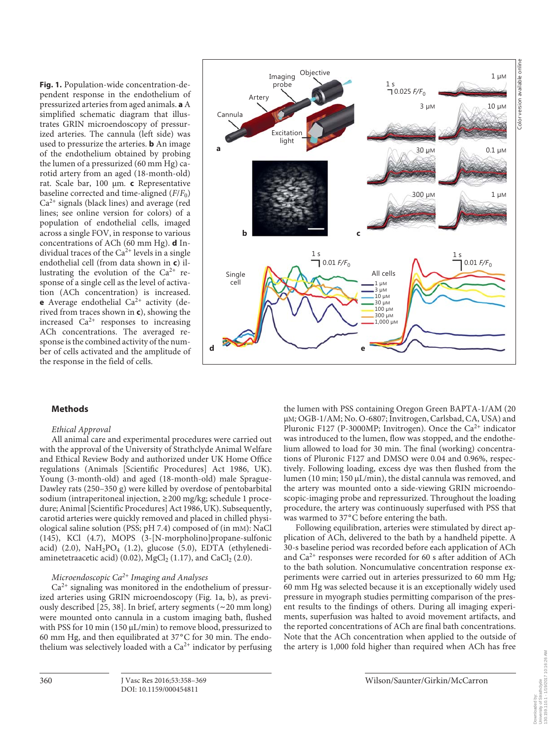**Fig. 1.** Population-wide concentration-dependent response in the endothelium of pressurized arteries from aged animals. **a** A simplified schematic diagram that illustrates GRIN microendoscopy of pressurized arteries. The cannula (left side) was used to pressurize the arteries. **b** An image of the endothelium obtained by probing the lumen of a pressurized (60 mm Hg) carotid artery from an aged (18-month-old) rat. Scale bar, 100 µm. **c** Representative baseline corrected and time-aligned ($F/F_0$) $Ca^{2+}$ signals (black lines) and average (red lines; see online version for colors) of a population of endothelial cells, imaged across a single FOV, in response to various concentrations of ACh (60 mm Hg). **d** Individual traces of the $Ca^{2+}$ levels in a single endothelial cell (from data shown in **c**) illustrating the evolution of the $Ca^{2+}$ response of a single cell as the level of activation (ACh concentration) is increased. **e** Average endothelial $Ca^{2+}$ activity (derived from traces shown in **c**), showing the increased $Ca^{2+}$ responses to increasing ACh concentrations. The averaged response is the combined activity of the number of cells activated and the amplitude of the response in the field of cells.

## Methods

*Ethical Approval*

All animal care and experimental procedures were carried out with the approval of the University of Strathclyde Animal Welfare and Ethical Review Body and authorized under UK Home Office regulations (Animals [Scientific Procedures] Act 1986, UK). Young (3-month-old) and aged (18-month-old) male Sprague-Dawley rats (250–350 g) were killed by overdose of pentobarbital sodium (intraperitoneal injection, ≥200 mg/kg; schedule 1 procedure; Animal [Scientific Procedures] Act 1986, UK). Subsequently, carotid arteries were quickly removed and placed in chilled physiological saline solution (PSS; pH 7.4) composed of (in mM): NaCl (145), KCl (4.7), MOPS (3-[N-morpholino]propane-sulfonic acid) (2.0), $NaH_2PO_4$ (1.2), glucose (5.0), EDTA (ethylenediaminetetraacetic acid) (0.02), $MgCl_2$ (1.17), and $CaCl_2$ (2.0).

*Microendoscopic $Ca^{2+}$ Imaging and Analyses*

$Ca^{2+}$ signaling was monitored in the endothelium of pressurized arteries using GRIN microendoscopy (Fig. 1a, b), as previously described [25, 38]. In brief, artery segments (~20 mm long) were mounted onto cannula in a custom imaging bath, flushed with PSS for 10 min (150 µL/min) to remove blood, pressurized to 60 mm Hg, and then equilibrated at 37°C for 30 min. The endothelium was selectively loaded with a $Ca^{2+}$ indicator by perfusing the lumen with PSS containing Oregon Green BAPTA-1/AM (20 µM; OGB-1/AM; No. O-6807; Invitrogen, Carlsbad, CA, USA) and Pluronic F127 (P-3000MP; Invitrogen). Once the $Ca^{2+}$ indicator was introduced to the lumen, flow was stopped, and the endothelium allowed to load for 30 min. The final (working) concentrations of Pluronic F127 and DMSO were 0.04 and 0.96%, respectively. Following loading, excess dye was then flushed from the lumen (10 min; 150 µL/min), the distal cannula was removed, and the artery was mounted onto a side-viewing GRIN microendoscopic-imaging probe and repressurized. Throughout the loading procedure, the artery was continuously superfused with PSS that was warmed to 37°C before entering the bath.

Following equilibration, arteries were stimulated by direct application of ACh, delivered to the bath by a handheld pipette. A 30-s baseline period was recorded before each application of ACh and $Ca^{2+}$ responses were recorded for 60 s after addition of ACh to the bath solution. Noncumulative concentration response experiments were carried out in arteries pressurized to 60 mm Hg; 60 mm Hg was selected because it is an exceptionally widely used pressure in myograph studies permitting comparison of the present results to the findings of others. During all imaging experiments, superfusion was halted to avoid movement artifacts, and the reported concentrations of ACh are final bath concentrations. Note that the ACh concentration when applied to the outside of the artery is 1,000 fold higher than required when ACh has free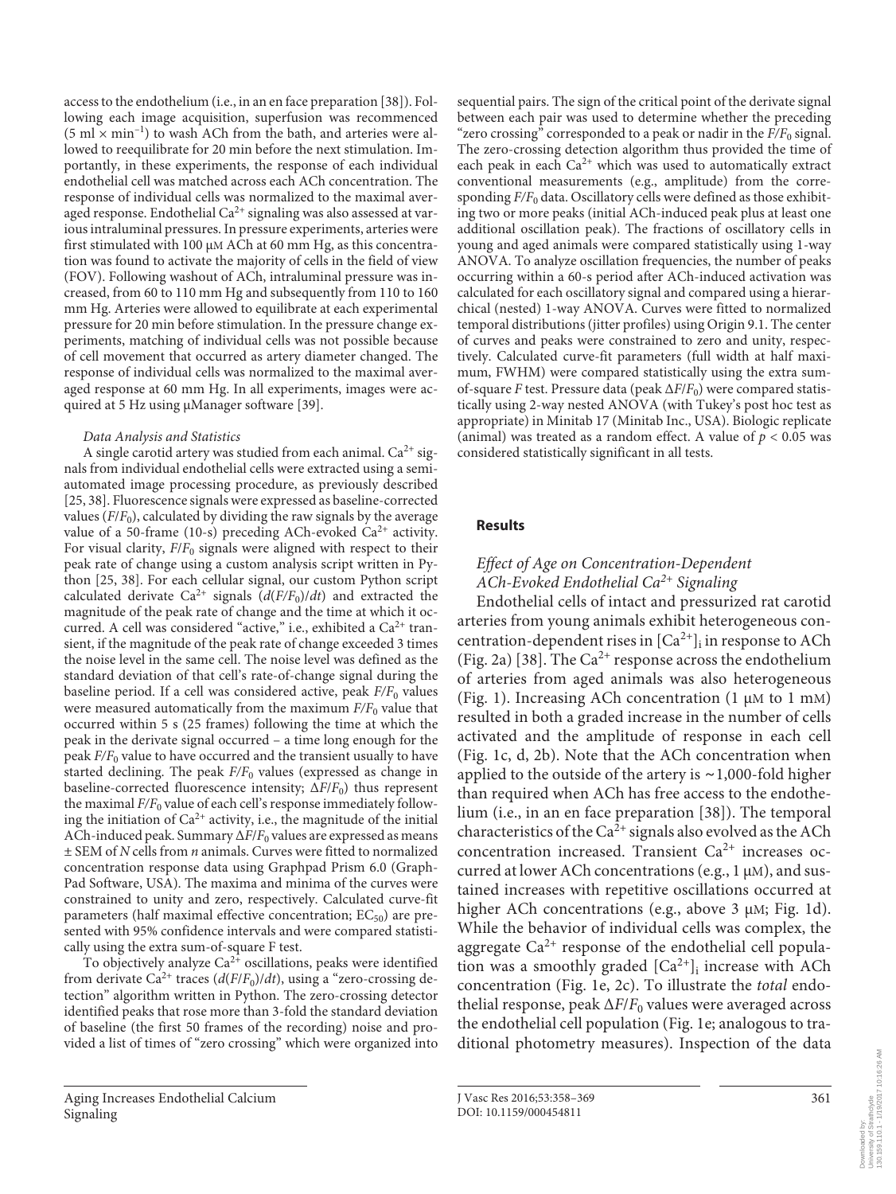access to the endothelium (i.e., in an en face preparation [38]). Following each image acquisition, superfusion was recommenced ($5\ ml \times min^{-1}$) to wash ACh from the bath, and arteries were allowed to reequilibrate for 20 min before the next stimulation. Importantly, in these experiments, the response of each individual endothelial cell was matched across each ACh concentration. The response of individual cells was normalized to the maximal averaged response. Endothelial $Ca^{2+}$ signaling was also assessed at various intraluminal pressures. In pressure experiments, arteries were first stimulated with 100 μM ACh at 60 mm Hg, as this concentration was found to activate the majority of cells in the field of view (FOV). Following washout of ACh, intraluminal pressure was increased, from 60 to 110 mm Hg and subsequently from 110 to 160 mm Hg. Arteries were allowed to equilibrate at each experimental pressure for 20 min before stimulation. In the pressure change experiments, matching of individual cells was not possible because of cell movement that occurred as artery diameter changed. The response of individual cells was normalized to the maximal averaged response at 60 mm Hg. In all experiments, images were acquired at 5 Hz using μManager software [39].

*Data Analysis and Statistics*

A single carotid artery was studied from each animal. $Ca^{2+}$ signals from individual endothelial cells were extracted using a semi-automated image processing procedure, as previously described [25, 38]. Fluorescence signals were expressed as baseline-corrected values ($F/F_0$), calculated by dividing the raw signals by the average value of a 50-frame (10-s) preceding ACh-evoked $Ca^{2+}$ activity. For visual clarity, $F/F_0$ signals were aligned with respect to their peak rate of change using a custom analysis script written in Python [25, 38]. For each cellular signal, our custom Python script calculated derivate $Ca^{2+}$ signals ($d(F/F_0)/dt$) and extracted the magnitude of the peak rate of change and the time at which it occurred. A cell was considered "active," i.e., exhibited a $Ca^{2+}$ transient, if the magnitude of the peak rate of change exceeded 3 times the noise level in the same cell. The noise level was defined as the standard deviation of that cell's rate-of-change signal during the baseline period. If a cell was considered active, peak $F/F_0$ values were measured automatically from the maximum $F/F_0$ value that occurred within 5 s (25 frames) following the time at which the peak in the derivate signal occurred – a time long enough for the peak $F/F_0$ value to have occurred and the transient usually to have started declining. The peak $F/F_0$ values (expressed as change in baseline-corrected fluorescence intensity; $\Delta F/F_0$) thus represent the maximal $F/F_0$ value of each cell's response immediately following the initiation of $Ca^{2+}$ activity, i.e., the magnitude of the initial ACh-induced peak. Summary $\Delta F/F_0$ values are expressed as means ± SEM of *N* cells from *n* animals. Curves were fitted to normalized concentration response data using Graphpad Prism 6.0 (GraphPad Software, USA). The maxima and minima of the curves were constrained to unity and zero, respectively. Calculated curve-fit parameters (half maximal effective concentration; $EC_{50}$) are presented with 95% confidence intervals and were compared statistically using the extra sum-of-square F test.

To objectively analyze $Ca^{2+}$ oscillations, peaks were identified from derivate $Ca^{2+}$ traces ($d(F/F_0)/dt$), using a "zero-crossing detection" algorithm written in Python. The zero-crossing detector identified peaks that rose more than 3-fold the standard deviation of baseline (the first 50 frames of the recording) noise and provided a list of times of "zero crossing" which were organized into sequential pairs. The sign of the critical point of the derivate signal between each pair was used to determine whether the preceding "zero crossing" corresponded to a peak or nadir in the $F/F_0$ signal. The zero-crossing detection algorithm thus provided the time of each peak in each $Ca^{2+}$ which was used to automatically extract conventional measurements (e.g., amplitude) from the corresponding $F/F_0$ data. Oscillatory cells were defined as those exhibiting two or more peaks (initial ACh-induced peak plus at least one additional oscillation peak). The fractions of oscillatory cells in young and aged animals were compared statistically using 1-way ANOVA. To analyze oscillation frequencies, the number of peaks occurring within a 60-s period after ACh-induced activation was calculated for each oscillatory signal and compared using a hierarchical (nested) 1-way ANOVA. Curves were fitted to normalized temporal distributions (jitter profiles) using Origin 9.1. The center of curves and peaks were constrained to zero and unity, respectively. Calculated curve-fit parameters (full width at half maximum, FWHM) were compared statistically using the extra sum-of-square *F* test. Pressure data (peak $\Delta F/F_0$) were compared statistically using 2-way nested ANOVA (with Tukey's post hoc test as appropriate) in Minitab 17 (Minitab Inc., USA). Biologic replicate (animal) was treated as a random effect. A value of $p < 0.05$ was considered statistically significant in all tests.

## Results

### *Effect of Age on Concentration-Dependent ACh-Evoked Endothelial $Ca^{2+}$ Signaling*

Endothelial cells of intact and pressurized rat carotid arteries from young animals exhibit heterogeneous concentration-dependent rises in $[Ca^{2+}]_i$ in response to ACh (Fig. 2a) [38]. The $Ca^{2+}$ response across the endothelium of arteries from aged animals was also heterogeneous (Fig. 1). Increasing ACh concentration (1 μM to 1 mM) resulted in both a graded increase in the number of cells activated and the amplitude of response in each cell (Fig. 1c, d, 2b). Note that the ACh concentration when applied to the outside of the artery is ~1,000-fold higher than required when ACh has free access to the endothelium (i.e., in an en face preparation [38]). The temporal characteristics of the $Ca^{2+}$ signals also evolved as the ACh concentration increased. Transient $Ca^{2+}$ increases occurred at lower ACh concentrations (e.g., 1 μM), and sustained increases with repetitive oscillations occurred at higher ACh concentrations (e.g., above 3 μM; Fig. 1d). While the behavior of individual cells was complex, the aggregate $Ca^{2+}$ response of the endothelial cell population was a smoothly graded $[Ca^{2+}]_i$ increase with ACh concentration (Fig. 1e, 2c). To illustrate the *total* endothelial response, peak $\Delta F/F_0$ values were averaged across the endothelial cell population (Fig. 1e; analogous to traditional photometry measures). Inspection of the data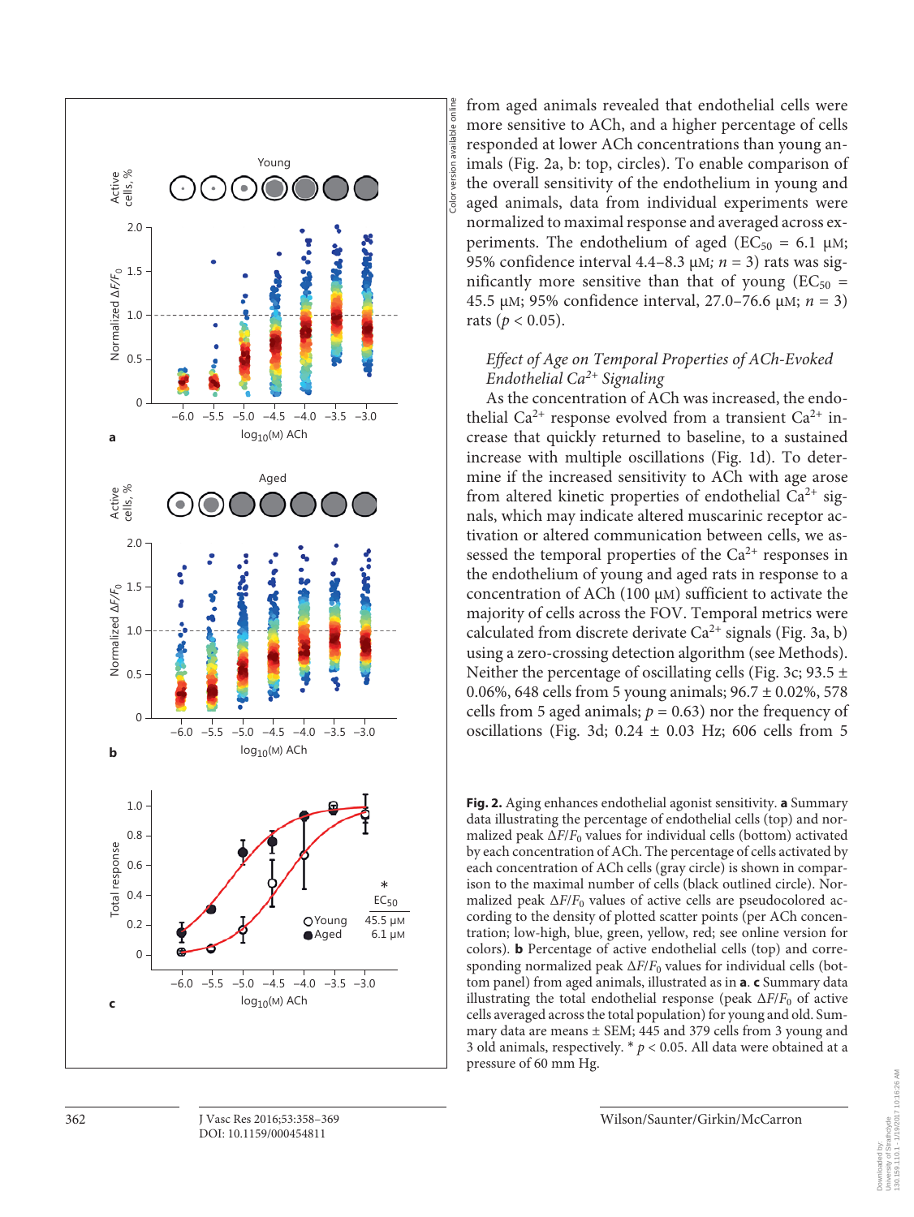from aged animals revealed that endothelial cells were more sensitive to ACh, and a higher percentage of cells responded at lower ACh concentrations than young animals (Fig. 2a, b: top, circles). To enable comparison of the overall sensitivity of the endothelium in young and aged animals, data from individual experiments were normalized to maximal response and averaged across experiments. The endothelium of aged ($EC_{50}$ = 6.1 μM; 95% confidence interval 4.4–8.3 μM; $n = 3$) rats was significantly more sensitive than that of young ($EC_{50}$ = 45.5 μM; 95% confidence interval, 27.0–76.6 μM; $n = 3$) rats ($p < 0.05$).

### *Effect of Age on Temporal Properties of ACh-Evoked Endothelial $Ca^{2+}$ Signaling*

As the concentration of ACh was increased, the endothelial $Ca^{2+}$ response evolved from a transient $Ca^{2+}$ increase that quickly returned to baseline, to a sustained increase with multiple oscillations (Fig. 1d). To determine if the increased sensitivity to ACh with age arose from altered kinetic properties of endothelial $Ca^{2+}$ signals, which may indicate altered muscarinic receptor activation or altered communication between cells, we assessed the temporal properties of the $Ca^{2+}$ responses in the endothelium of young and aged rats in response to a concentration of ACh (100 μM) sufficient to activate the majority of cells across the FOV. Temporal metrics were calculated from discrete derivate $Ca^{2+}$ signals (Fig. 3a, b) using a zero-crossing detection algorithm (see Methods). Neither the percentage of oscillating cells (Fig. 3c; 93.5 ± 0.06%, 648 cells from 5 young animals; 96.7 ± 0.02%, 578 cells from 5 aged animals; $p = 0.63$) nor the frequency of oscillations (Fig. 3d; 0.24 ± 0.03 Hz; 606 cells from 5

**Fig. 2.** Aging enhances endothelial agonist sensitivity. **a** Summary data illustrating the percentage of endothelial cells (top) and normalized peak $\Delta F/F_0$ values for individual cells (bottom) activated by each concentration of ACh. The percentage of cells activated by each concentration of ACh cells (gray circle) is shown in comparison to the maximal number of cells (black outlined circle). Normalized peak $\Delta F/F_0$ values of active cells are pseudocolored according to the density of plotted scatter points (per ACh concentration; low-high, blue, green, yellow, red; see online version for colors). **b** Percentage of active endothelial cells (top) and corresponding normalized peak $\Delta F/F_0$ values for individual cells (bottom panel) from aged animals, illustrated as in **a**. **c** Summary data illustrating the total endothelial response (peak $\Delta F/F_0$ of active cells averaged across the total population) for young and old. Summary data are means ± SEM; 445 and 379 cells from 3 young and 3 old animals, respectively. * $p < 0.05$. All data were obtained at a pressure of 60 mm Hg.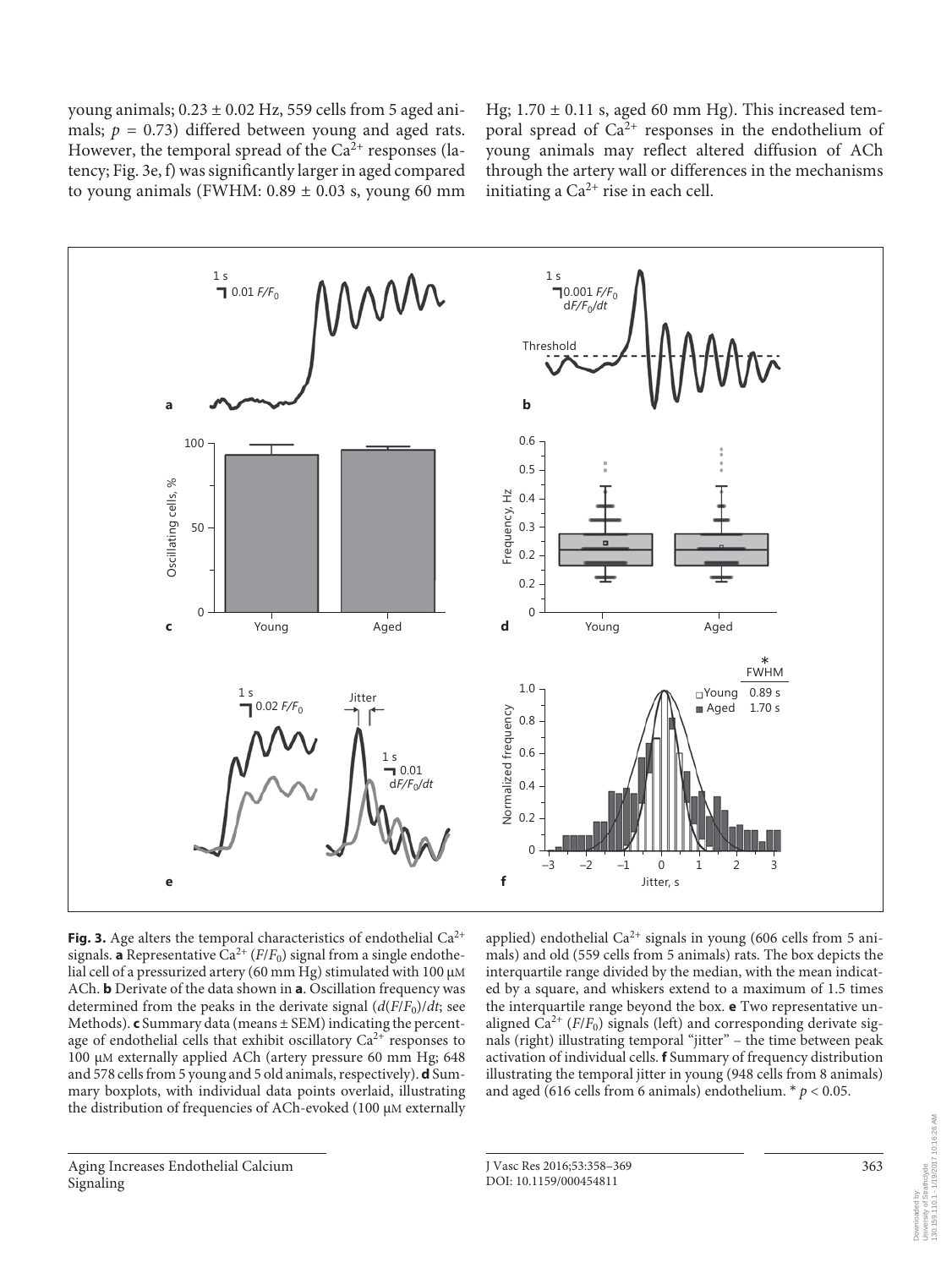young animals; 0.23 ± 0.02 Hz, 559 cells from 5 aged animals; $p = 0.73$) differed between young and aged rats. However, the temporal spread of the $Ca^{2+}$ responses (latency; Fig. 3e, f) was significantly larger in aged compared to young animals (FWHM: 0.89 ± 0.03 s, young 60 mm Hg; 1.70 ± 0.11 s, aged 60 mm Hg). This increased temporal spread of $Ca^{2+}$ responses in the endothelium of young animals may reflect altered diffusion of ACh through the artery wall or differences in the mechanisms initiating a $Ca^{2+}$ rise in each cell.

**Fig. 3.** Age alters the temporal characteristics of endothelial $Ca^{2+}$ signals. **a** Representative $Ca^{2+}$ ($F/F_0$) signal from a single endothelial cell of a pressurized artery (60 mm Hg) stimulated with 100 μM ACh. **b** Derivate of the data shown in **a**. Oscillation frequency was determined from the peaks in the derivate signal ($d(F/F_0)/dt$; see Methods). **c** Summary data (means ± SEM) indicating the percentage of endothelial cells that exhibit oscillatory $Ca^{2+}$ responses to 100 μM externally applied ACh (artery pressure 60 mm Hg; 648 and 578 cells from 5 young and 5 old animals, respectively). **d** Summary boxplots, with individual data points overlaid, illustrating the distribution of frequencies of ACh-evoked (100 μM externally applied) endothelial $Ca^{2+}$ signals in young (606 cells from 5 animals) and old (559 cells from 5 animals) rats. The box depicts the interquartile range divided by the median, with the mean indicated by a square, and whiskers extend to a maximum of 1.5 times the interquartile range beyond the box. **e** Two representative unaligned $Ca^{2+}$ ($F/F_0$) signals (left) and corresponding derivate signals (right) illustrating temporal "jitter" – the time between peak activation of individual cells. **f** Summary of frequency distribution illustrating the temporal jitter in young (948 cells from 8 animals) and aged (616 cells from 6 animals) endothelium. * $p < 0.05$.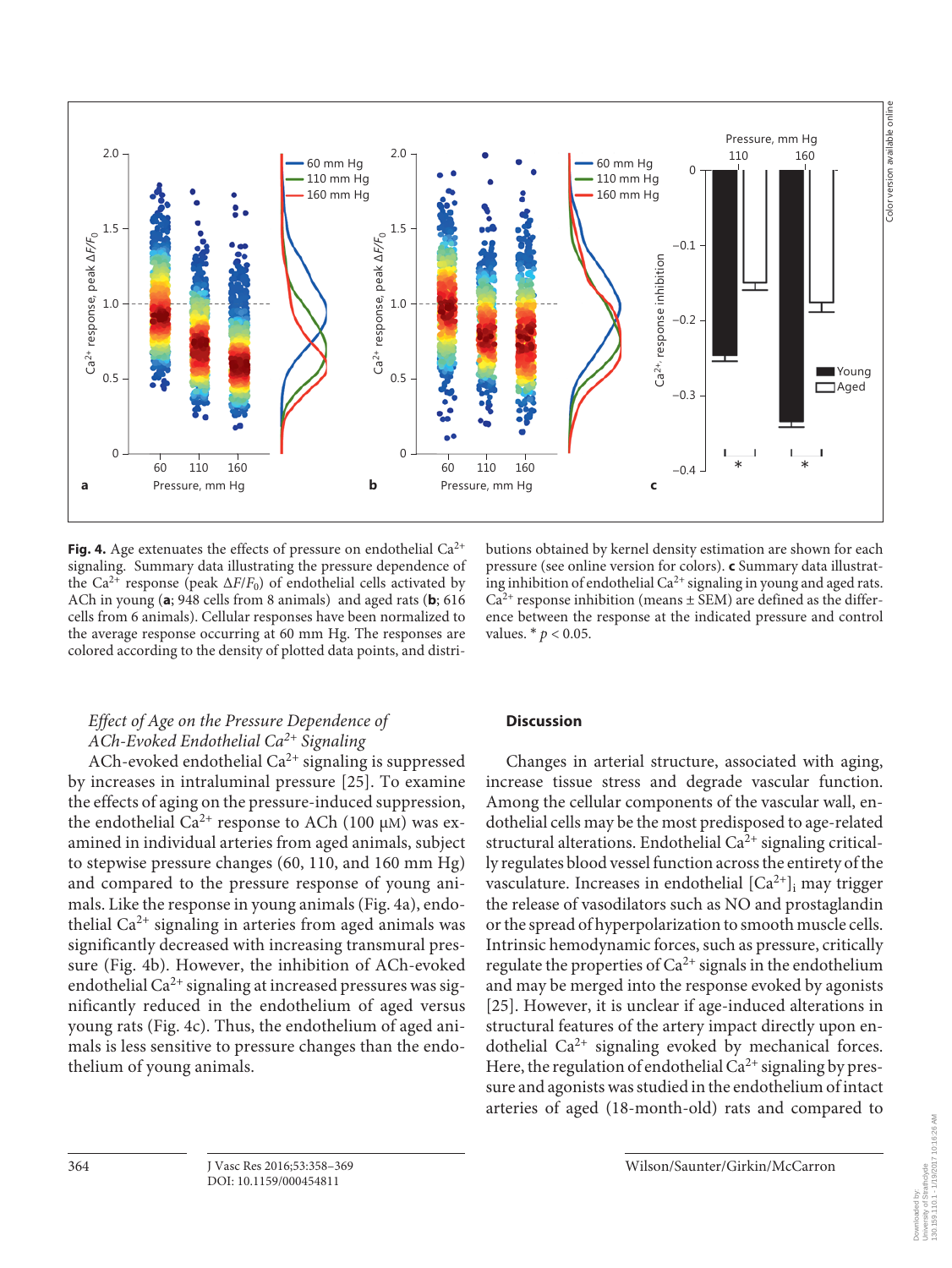**Fig. 4.** Age extenuates the effects of pressure on endothelial $Ca^{2+}$ signaling. Summary data illustrating the pressure dependence of the $Ca^{2+}$ response (peak $\Delta F/F_0$) of endothelial cells activated by ACh in young (**a**; 948 cells from 8 animals) and aged rats (**b**; 616 cells from 6 animals). Cellular responses have been normalized to the average response occurring at 60 mm Hg. The responses are colored according to the density of plotted data points, and distributions obtained by kernel density estimation are shown for each pressure (see online version for colors). **c** Summary data illustrating inhibition of endothelial $Ca^{2+}$ signaling in young and aged rats. $Ca^{2+}$ response inhibition (means ± SEM) are defined as the difference between the response at the indicated pressure and control values. * $p < 0.05$.

### *Effect of Age on the Pressure Dependence of ACh-Evoked Endothelial $Ca^{2+}$ Signaling*

ACh-evoked endothelial $Ca^{2+}$ signaling is suppressed by increases in intraluminal pressure [25]. To examine the effects of aging on the pressure-induced suppression, the endothelial $Ca^{2+}$ response to ACh (100 μM) was examined in individual arteries from aged animals, subject to stepwise pressure changes (60, 110, and 160 mm Hg) and compared to the pressure response of young animals. Like the response in young animals (Fig. 4a), endothelial $Ca^{2+}$ signaling in arteries from aged animals was significantly decreased with increasing transmural pressure (Fig. 4b). However, the inhibition of ACh-evoked endothelial $Ca^{2+}$ signaling at increased pressures was significantly reduced in the endothelium of aged versus young rats (Fig. 4c). Thus, the endothelium of aged animals is less sensitive to pressure changes than the endothelium of young animals.

## Discussion

Changes in arterial structure, associated with aging, increase tissue stress and degrade vascular function. Among the cellular components of the vascular wall, endothelial cells may be the most predisposed to age-related structural alterations. Endothelial $Ca^{2+}$ signaling critically regulates blood vessel function across the entirety of the vasculature. Increases in endothelial $[Ca^{2+}]_i$ may trigger the release of vasodilators such as NO and prostaglandin or the spread of hyperpolarization to smooth muscle cells. Intrinsic hemodynamic forces, such as pressure, critically regulate the properties of $Ca^{2+}$ signals in the endothelium and may be merged into the response evoked by agonists [25]. However, it is unclear if age-induced alterations in structural features of the artery impact directly upon endothelial $Ca^{2+}$ signaling evoked by mechanical forces. Here, the regulation of endothelial $Ca^{2+}$ signaling by pressure and agonists was studied in the endothelium of intact arteries of aged (18-month-old) rats and compared to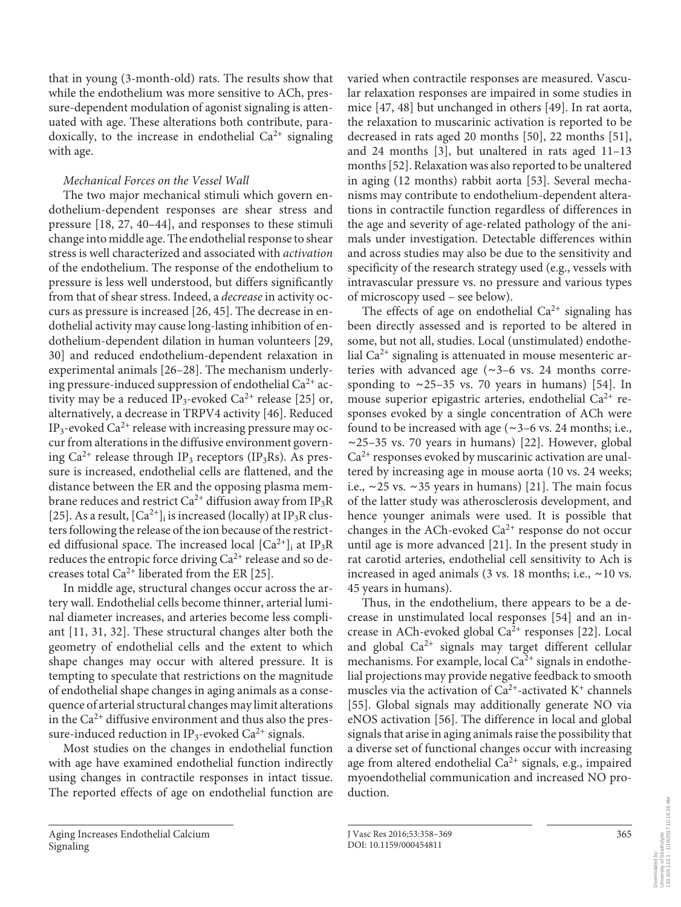that in young (3-month-old) rats. The results show that while the endothelium was more sensitive to ACh, pressure-dependent modulation of agonist signaling is attenuated with age. These alterations both contribute, paradoxically, to the increase in endothelial $Ca^{2+}$ signaling with age.

*Mechanical Forces on the Vessel Wall*

The two major mechanical stimuli which govern endothelium-dependent responses are shear stress and pressure [18, 27, 40–44], and responses to these stimuli change into middle age. The endothelial response to shear stress is well characterized and associated with *activation* of the endothelium. The response of the endothelium to pressure is less well understood, but differs significantly from that of shear stress. Indeed, a *decrease* in activity occurs as pressure is increased [26, 45]. The decrease in endothelial activity may cause long-lasting inhibition of endothelium-dependent dilation in human volunteers [29, 30] and reduced endothelium-dependent relaxation in experimental animals [26–28]. The mechanism underlying pressure-induced suppression of endothelial $Ca^{2+}$ activity may be a reduced $IP_3$-evoked $Ca^{2+}$ release [25] or, alternatively, a decrease in TRPV4 activity [46]. Reduced $IP_3$-evoked $Ca^{2+}$ release with increasing pressure may occur from alterations in the diffusive environment governing $Ca^{2+}$ release through $IP_3$ receptors ($IP_3Rs$). As pressure is increased, endothelial cells are flattened, and the distance between the ER and the opposing plasma membrane reduces and restrict $Ca^{2+}$ diffusion away from $IP_3R$ [25]. As a result, $[Ca^{2+}]_i$ is increased (locally) at $IP_3R$ clusters following the release of the ion because of the restricted diffusional space. The increased local $[Ca^{2+}]_i$ at $IP_3R$ reduces the entropic force driving $Ca^{2+}$ release and so decreases total $Ca^{2+}$ liberated from the ER [25].

In middle age, structural changes occur across the artery wall. Endothelial cells become thinner, arterial luminal diameter increases, and arteries become less compliant [11, 31, 32]. These structural changes alter both the geometry of endothelial cells and the extent to which shape changes may occur with altered pressure. It is tempting to speculate that restrictions on the magnitude of endothelial shape changes in aging animals as a consequence of arterial structural changes may limit alterations in the $Ca^{2+}$ diffusive environment and thus also the pressure-induced reduction in $IP_3$-evoked $Ca^{2+}$ signals.

Most studies on the changes in endothelial function with age have examined endothelial function indirectly using changes in contractile responses in intact tissue. The reported effects of age on endothelial function are varied when contractile responses are measured. Vascular relaxation responses are impaired in some studies in mice [47, 48] but unchanged in others [49]. In rat aorta, the relaxation to muscarinic activation is reported to be decreased in rats aged 20 months [50], 22 months [51], and 24 months [3], but unaltered in rats aged 11–13 months [52]. Relaxation was also reported to be unaltered in aging (12 months) rabbit aorta [53]. Several mechanisms may contribute to endothelium-dependent alterations in contractile function regardless of differences in the age and severity of age-related pathology of the animals under investigation. Detectable differences within and across studies may also be due to the sensitivity and specificity of the research strategy used (e.g., vessels with intravascular pressure vs. no pressure and various types of microscopy used – see below).

The effects of age on endothelial $Ca^{2+}$ signaling has been directly assessed and is reported to be altered in some, but not all, studies. Local (unstimulated) endothelial $Ca^{2+}$ signaling is attenuated in mouse mesenteric arteries with advanced age (~3–6 vs. 24 months corresponding to ~25–35 vs. 70 years in humans) [54]. In mouse superior epigastric arteries, endothelial $Ca^{2+}$ responses evoked by a single concentration of ACh were found to be increased with age (~3–6 vs. 24 months; i.e., ~25–35 vs. 70 years in humans) [22]. However, global $Ca^{2+}$ responses evoked by muscarinic activation are unaltered by increasing age in mouse aorta (10 vs. 24 weeks; i.e., ~25 vs. ~35 years in humans) [21]. The main focus of the latter study was atherosclerosis development, and hence younger animals were used. It is possible that changes in the ACh-evoked $Ca^{2+}$ response do not occur until age is more advanced [21]. In the present study in rat carotid arteries, endothelial cell sensitivity to Ach is increased in aged animals (3 vs. 18 months; i.e., ~10 vs. 45 years in humans).

Thus, in the endothelium, there appears to be a decrease in unstimulated local responses [54] and an increase in ACh-evoked global $Ca^{2+}$ responses [22]. Local and global $Ca^{2+}$ signals may target different cellular mechanisms. For example, local $Ca^{2+}$ signals in endothelial projections may provide negative feedback to smooth muscles via the activation of $Ca^{2+}$-activated $K^+$ channels [55]. Global signals may additionally generate NO via eNOS activation [56]. The difference in local and global signals that arise in aging animals raise the possibility that a diverse set of functional changes occur with increasing age from altered endothelial $Ca^{2+}$ signals, e.g., impaired myoendothelial communication and increased NO production.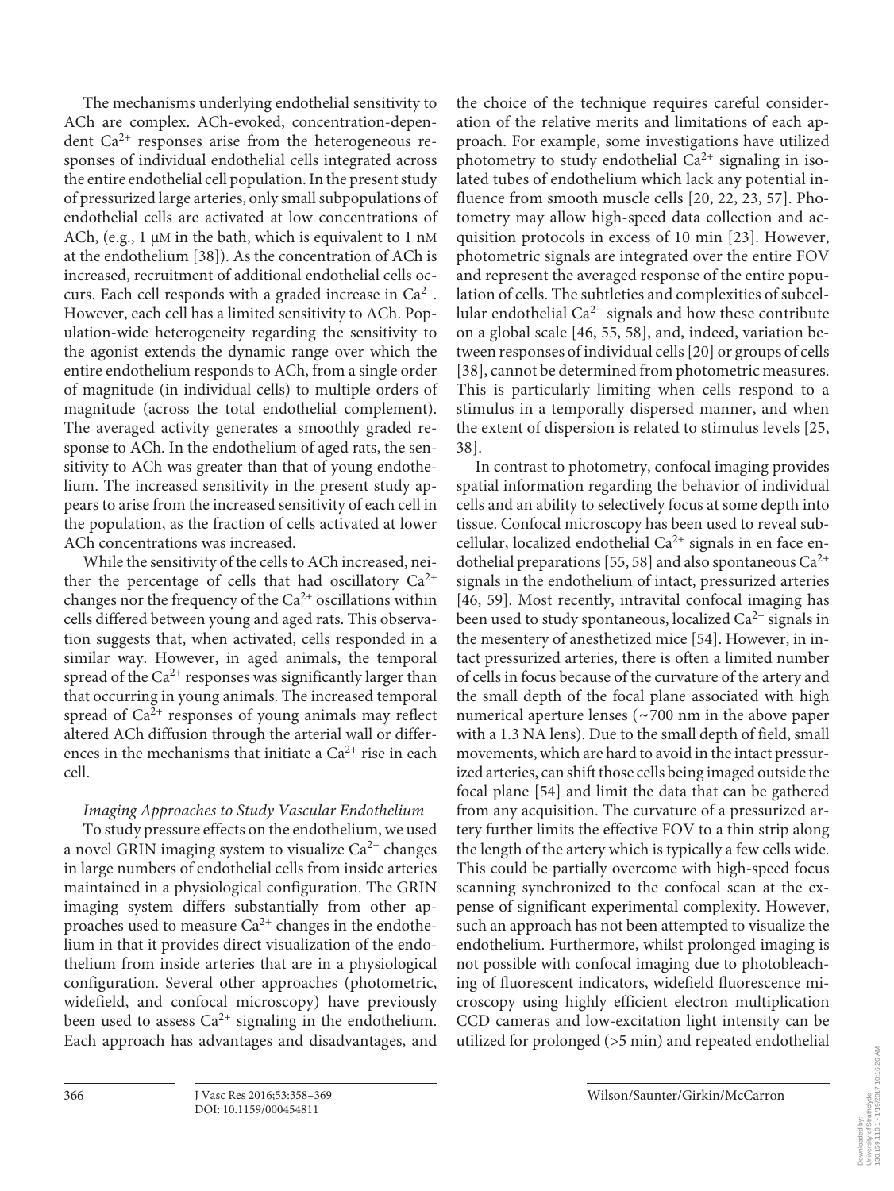The mechanisms underlying endothelial sensitivity to ACh are complex. ACh-evoked, concentration-dependent $Ca^{2+}$ responses arise from the heterogeneous responses of individual endothelial cells integrated across the entire endothelial cell population. In the present study of pressurized large arteries, only small subpopulations of endothelial cells are activated at low concentrations of ACh, (e.g., 1 μM in the bath, which is equivalent to 1 nM at the endothelium [38]). As the concentration of ACh is increased, recruitment of additional endothelial cells occurs. Each cell responds with a graded increase in $Ca^{2+}$. However, each cell has a limited sensitivity to ACh. Population-wide heterogeneity regarding the sensitivity to the agonist extends the dynamic range over which the entire endothelium responds to ACh, from a single order of magnitude (in individual cells) to multiple orders of magnitude (across the total endothelial complement). The averaged activity generates a smoothly graded response to ACh. In the endothelium of aged rats, the sensitivity to ACh was greater than that of young endothelium. The increased sensitivity in the present study appears to arise from the increased sensitivity of each cell in the population, as the fraction of cells activated at lower ACh concentrations was increased.

While the sensitivity of the cells to ACh increased, neither the percentage of cells that had oscillatory $Ca^{2+}$ changes nor the frequency of the $Ca^{2+}$ oscillations within cells differed between young and aged rats. This observation suggests that, when activated, cells responded in a similar way. However, in aged animals, the temporal spread of the $Ca^{2+}$ responses was significantly larger than that occurring in young animals. The increased temporal spread of $Ca^{2+}$ responses of young animals may reflect altered ACh diffusion through the arterial wall or differences in the mechanisms that initiate a $Ca^{2+}$ rise in each cell.

*Imaging Approaches to Study Vascular Endothelium*

To study pressure effects on the endothelium, we used a novel GRIN imaging system to visualize $Ca^{2+}$ changes in large numbers of endothelial cells from inside arteries maintained in a physiological configuration. The GRIN imaging system differs substantially from other approaches used to measure $Ca^{2+}$ changes in the endothelium in that it provides direct visualization of the endothelium from inside arteries that are in a physiological configuration. Several other approaches (photometric, widefield, and confocal microscopy) have previously been used to assess $Ca^{2+}$ signaling in the endothelium. Each approach has advantages and disadvantages, and the choice of the technique requires careful consideration of the relative merits and limitations of each approach. For example, some investigations have utilized photometry to study endothelial $Ca^{2+}$ signaling in isolated tubes of endothelium which lack any potential influence from smooth muscle cells [20, 22, 23, 57]. Photometry may allow high-speed data collection and acquisition protocols in excess of 10 min [23]. However, photometric signals are integrated over the entire FOV and represent the averaged response of the entire population of cells. The subtleties and complexities of subcellular endothelial $Ca^{2+}$ signals and how these contribute on a global scale [46, 55, 58], and, indeed, variation between responses of individual cells [20] or groups of cells [38], cannot be determined from photometric measures. This is particularly limiting when cells respond to a stimulus in a temporally dispersed manner, and when the extent of dispersion is related to stimulus levels [25, 38].

In contrast to photometry, confocal imaging provides spatial information regarding the behavior of individual cells and an ability to selectively focus at some depth into tissue. Confocal microscopy has been used to reveal subcellular, localized endothelial $Ca^{2+}$ signals in en face endothelial preparations [55, 58] and also spontaneous $Ca^{2+}$ signals in the endothelium of intact, pressurized arteries [46, 59]. Most recently, intravital confocal imaging has been used to study spontaneous, localized $Ca^{2+}$ signals in the mesentery of anesthetized mice [54]. However, in intact pressurized arteries, there is often a limited number of cells in focus because of the curvature of the artery and the small depth of the focal plane associated with high numerical aperture lenses (~700 nm in the above paper with a 1.3 NA lens). Due to the small depth of field, small movements, which are hard to avoid in the intact pressurized arteries, can shift those cells being imaged outside the focal plane [54] and limit the data that can be gathered from any acquisition. The curvature of a pressurized artery further limits the effective FOV to a thin strip along the length of the artery which is typically a few cells wide. This could be partially overcome with high-speed focus scanning synchronized to the confocal scan at the expense of significant experimental complexity. However, such an approach has not been attempted to visualize the endothelium. Furthermore, whilst prolonged imaging is not possible with confocal imaging due to photobleaching of fluorescent indicators, widefield fluorescence microscopy using highly efficient electron multiplication CCD cameras and low-excitation light intensity can be utilized for prolonged (>5 min) and repeated endothelial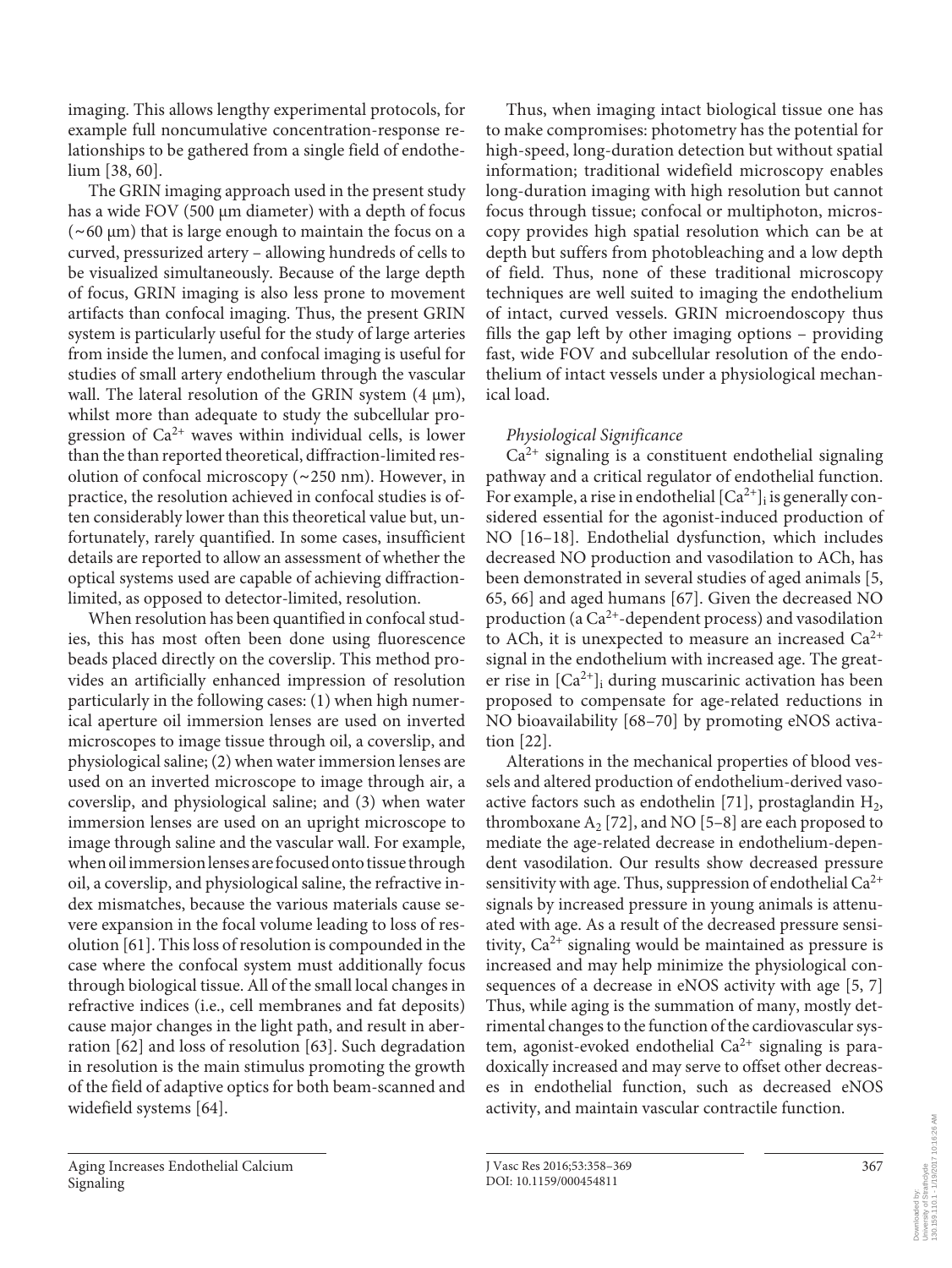imaging. This allows lengthy experimental protocols, for example full noncumulative concentration-response relationships to be gathered from a single field of endothelium [38, 60].

The GRIN imaging approach used in the present study has a wide FOV (500 μm diameter) with a depth of focus (~60 μm) that is large enough to maintain the focus on a curved, pressurized artery – allowing hundreds of cells to be visualized simultaneously. Because of the large depth of focus, GRIN imaging is also less prone to movement artifacts than confocal imaging. Thus, the present GRIN system is particularly useful for the study of large arteries from inside the lumen, and confocal imaging is useful for studies of small artery endothelium through the vascular wall. The lateral resolution of the GRIN system (4 μm), whilst more than adequate to study the subcellular progression of $Ca^{2+}$ waves within individual cells, is lower than the than reported theoretical, diffraction-limited resolution of confocal microscopy (~250 nm). However, in practice, the resolution achieved in confocal studies is often considerably lower than this theoretical value but, unfortunately, rarely quantified. In some cases, insufficient details are reported to allow an assessment of whether the optical systems used are capable of achieving diffraction-limited, as opposed to detector-limited, resolution.

When resolution has been quantified in confocal studies, this has most often been done using fluorescence beads placed directly on the coverslip. This method provides an artificially enhanced impression of resolution particularly in the following cases: (1) when high numerical aperture oil immersion lenses are used on inverted microscopes to image tissue through oil, a coverslip, and physiological saline; (2) when water immersion lenses are used on an inverted microscope to image through air, a coverslip, and physiological saline; and (3) when water immersion lenses are used on an upright microscope to image through saline and the vascular wall. For example, when oil immersion lenses are focused onto tissue through oil, a coverslip, and physiological saline, the refractive index mismatches, because the various materials cause severe expansion in the focal volume leading to loss of resolution [61]. This loss of resolution is compounded in the case where the confocal system must additionally focus through biological tissue. All of the small local changes in refractive indices (i.e., cell membranes and fat deposits) cause major changes in the light path, and result in aberration [62] and loss of resolution [63]. Such degradation in resolution is the main stimulus promoting the growth of the field of adaptive optics for both beam-scanned and widefield systems [64].

Thus, when imaging intact biological tissue one has to make compromises: photometry has the potential for high-speed, long-duration detection but without spatial information; traditional widefield microscopy enables long-duration imaging with high resolution but cannot focus through tissue; confocal or multiphoton, microscopy provides high spatial resolution which can be at depth but suffers from photobleaching and a low depth of field. Thus, none of these traditional microscopy techniques are well suited to imaging the endothelium of intact, curved vessels. GRIN microendoscopy thus fills the gap left by other imaging options – providing fast, wide FOV and subcellular resolution of the endothelium of intact vessels under a physiological mechanical load.

*Physiological Significance*

$Ca^{2+}$ signaling is a constituent endothelial signaling pathway and a critical regulator of endothelial function. For example, a rise in endothelial $[Ca^{2+}]_i$ is generally considered essential for the agonist-induced production of NO [16–18]. Endothelial dysfunction, which includes decreased NO production and vasodilation to ACh, has been demonstrated in several studies of aged animals [5, 65, 66] and aged humans [67]. Given the decreased NO production (a $Ca^{2+}$-dependent process) and vasodilation to ACh, it is unexpected to measure an increased $Ca^{2+}$ signal in the endothelium with increased age. The greater rise in $[Ca^{2+}]_i$ during muscarinic activation has been proposed to compensate for age-related reductions in NO bioavailability [68–70] by promoting eNOS activation [22].

Alterations in the mechanical properties of blood vessels and altered production of endothelium-derived vasoactive factors such as endothelin [71], prostaglandin $H_2$, thromboxane $A_2$ [72], and NO [5–8] are each proposed to mediate the age-related decrease in endothelium-dependent vasodilation. Our results show decreased pressure sensitivity with age. Thus, suppression of endothelial $Ca^{2+}$ signals by increased pressure in young animals is attenuated with age. As a result of the decreased pressure sensitivity, $Ca^{2+}$ signaling would be maintained as pressure is increased and may help minimize the physiological consequences of a decrease in eNOS activity with age [5, 7] Thus, while aging is the summation of many, mostly detrimental changes to the function of the cardiovascular system, agonist-evoked endothelial $Ca^{2+}$ signaling is paradoxically increased and may serve to offset other decreases in endothelial function, such as decreased eNOS activity, and maintain vascular contractile function.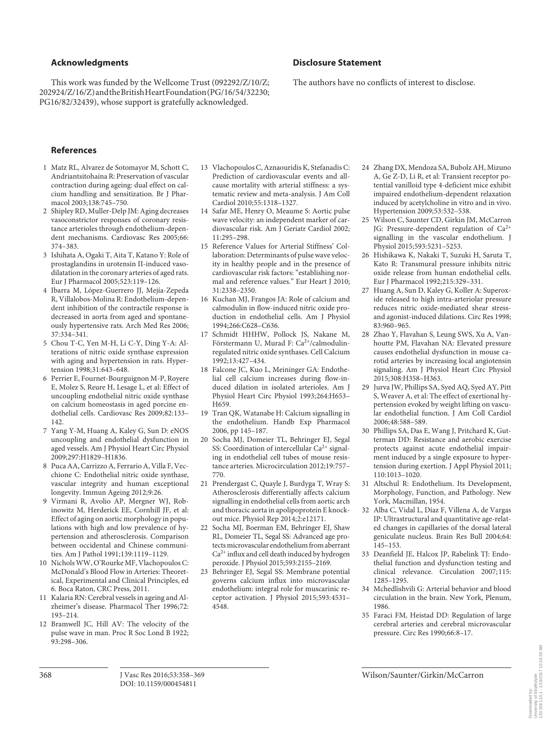## Acknowledgments

This work was funded by the Wellcome Trust (092292/Z/10/Z; 202924/Z/16/Z) and the British Heart Foundation (PG/16/54/32230; PG16/82/32439), whose support is gratefully acknowledged.

## Disclosure Statement

The authors have no conflicts of interest to disclose.

## References

1. Matz RL, Alvarez de Sotomayor M, Schott C, Andriantsitohaina R: Preservation of vascular contraction during ageing: dual effect on calcium handling and sensitization. Br J Pharmacol 2003;138:745–750.
2. Shipley RD, Muller-Delp JM: Aging decreases vasoconstrictor responses of coronary resistance arterioles through endothelium-dependent mechanisms. Cardiovasc Res 2005;66: 374–383.
3. Ishihata A, Ogaki T, Aita T, Katano Y: Role of prostaglandins in urotensin II-induced vasodilatation in the coronary arteries of aged rats. Eur J Pharmacol 2005;523:119–126.
4. Ibarra M, López-Guerrero JJ, Mejía-Zepeda R, Villalobos-Molina R: Endothelium-dependent inhibition of the contractile response is decreased in aorta from aged and spontaneously hypertensive rats. Arch Med Res 2006; 37:334–341.
5. Chou T-C, Yen M-H, Li C-Y, Ding Y-A: Alterations of nitric oxide synthase expression with aging and hypertension in rats. Hypertension 1998;31:643–648.
6. Perrier E, Fournet-Bourguignon M-P, Royere E, Molez S, Reure H, Lesage L, et al: Effect of uncoupling endothelial nitric oxide synthase on calcium homeostasis in aged porcine endothelial cells. Cardiovasc Res 2009;82:133–142.
7. Yang Y-M, Huang A, Kaley G, Sun D: eNOS uncoupling and endothelial dysfunction in aged vessels. Am J Physiol Heart Circ Physiol 2009;297:H1829–H1836.
8. Puca AA, Carrizzo A, Ferrario A, Villa F, Vecchione C: Endothelial nitric oxide synthase, vascular integrity and human exceptional longevity. Immun Ageing 2012;9:26.
9. Virmani R, Avolio AP, Mergner WJ, Robinowitz M, Herderick EE, Cornhill JF, et al: Effect of aging on aortic morphology in populations with high and low prevalence of hypertension and atherosclerosis. Comparison between occidental and Chinese communities. Am J Pathol 1991;139:1119–1129.
10. Nichols WW, O'Rourke MF, Vlachopoulos C: McDonald's Blood Flow in Arteries: Theoretical, Experimental and Clinical Principles, ed 6. Boca Raton, CRC Press, 2011.
11. Kalaria RN: Cerebral vessels in ageing and Alzheimer's disease. Pharmacol Ther 1996;72: 193–214.
12. Bramwell JC, Hill AV: The velocity of the pulse wave in man. Proc R Soc Lond B 1922; 93:298–306.
13. Vlachopoulos C, Aznaouridis K, Stefanadis C: Prediction of cardiovascular events and all-cause mortality with arterial stiffness: a systematic review and meta-analysis. J Am Coll Cardiol 2010;55:1318–1327.
14. Safar ME, Henry O, Meaume S: Aortic pulse wave velocity: an independent marker of cardiovascular risk. Am J Geriatr Cardiol 2002; 11:295–298.
15. Reference Values for Arterial Stiffness' Collaboration: Determinants of pulse wave velocity in healthy people and in the presence of cardiovascular risk factors: "establishing normal and reference values." Eur Heart J 2010; 31:2338–2350.
16. Kuchan MJ, Frangos JA: Role of calcium and calmodulin in flow-induced nitric oxide production in endothelial cells. Am J Physiol 1994;266:C628–C636.
17. Schmidt HHHW, Pollock JS, Nakane M, Förstermann U, Murad F: $Ca^{2+}$/calmodulin-regulated nitric oxide synthases. Cell Calcium 1992;13:427–434.
18. Falcone JC, Kuo L, Meininger GA: Endothelial cell calcium increases during flow-induced dilation in isolated arterioles. Am J Physiol Heart Circ Physiol 1993;264:H653–H659.
19. Tran QK, Watanabe H: Calcium signalling in the endothelium. Handb Exp Pharmacol 2006, pp 145–187.
20. Socha MJ, Domeier TL, Behringer EJ, Segal SS: Coordination of intercellular $Ca^{2+}$ signaling in endothelial cell tubes of mouse resistance arteries. Microcirculation 2012;19:757–770.
21. Prendergast C, Quayle J, Burdyga T, Wray S: Atherosclerosis differentially affects calcium signalling in endothelial cells from aortic arch and thoracic aorta in apolipoprotein E knockout mice. Physiol Rep 2014;2:e12171.
22. Socha MJ, Boerman EM, Behringer EJ, Shaw RL, Domeier TL, Segal SS: Advanced age protects microvascular endothelium from aberrant $Ca^{2+}$ influx and cell death induced by hydrogen peroxide. J Physiol 2015;593:2155–2169.
23. Behringer EJ, Segal SS: Membrane potential governs calcium influx into microvascular endothelium: integral role for muscarinic receptor activation. J Physiol 2015;593:4531–4548.
24. Zhang DX, Mendoza SA, Bubolz AH, Mizuno A, Ge Z-D, Li R, et al: Transient receptor potential vanilloid type 4-deficient mice exhibit impaired endothelium-dependent relaxation induced by acetylcholine in vitro and in vivo. Hypertension 2009;53:532–538.
25. Wilson C, Saunter CD, Girkin JM, McCarron JG: Pressure-dependent regulation of $Ca^{2+}$ signalling in the vascular endothelium. J Physiol 2015;593:5231–5253.
26. Hishikawa K, Nakaki T, Suzuki H, Saruta T, Kato R: Transmural pressure inhibits nitric oxide release from human endothelial cells. Eur J Pharmacol 1992;215:329–331.
27. Huang A, Sun D, Kaley G, Koller A: Superoxide released to high intra-arteriolar pressure reduces nitric oxide-mediated shear stress- and agonist-induced dilations. Circ Res 1998; 83:960–965.
28. Zhao Y, Flavahan S, Leung SWS, Xu A, Vanhoutte PM, Flavahan NA: Elevated pressure causes endothelial dysfunction in mouse carotid arteries by increasing local angiotensin signaling. Am J Physiol Heart Circ Physiol 2015;308:H358–H363.
29. Jurva JW, Phillips SA, Syed AQ, Syed AY, Pitt S, Weaver A, et al: The effect of exertional hypertension evoked by weight lifting on vascular endothelial function. J Am Coll Cardiol 2006;48:588–589.
30. Phillips SA, Das E, Wang J, Pritchard K, Gutterman DD: Resistance and aerobic exercise protects against acute endothelial impairment induced by a single exposure to hypertension during exertion. J Appl Physiol 2011; 110:1013–1020.
31. Altschul R: Endothelium. Its Development, Morphology, Function, and Pathology. New York, Macmillan, 1954.
32. Alba C, Vidal L, Díaz F, Villena A, de Vargas IP: Ultrastructural and quantitative age-related changes in capillaries of the dorsal lateral geniculate nucleus. Brain Res Bull 2004;64: 145–153.
33. Deanfield JE, Halcox JP, Rabelink TJ: Endothelial function and dysfunction testing and clinical relevance. Circulation 2007;115: 1285–1295.
34. Mchedlishvili G: Arterial behavior and blood circulation in the brain. New York, Plenum, 1986.
35. Faraci FM, Heistad DD: Regulation of large cerebral arteries and cerebral microvascular pressure. Circ Res 1990;66:8–17.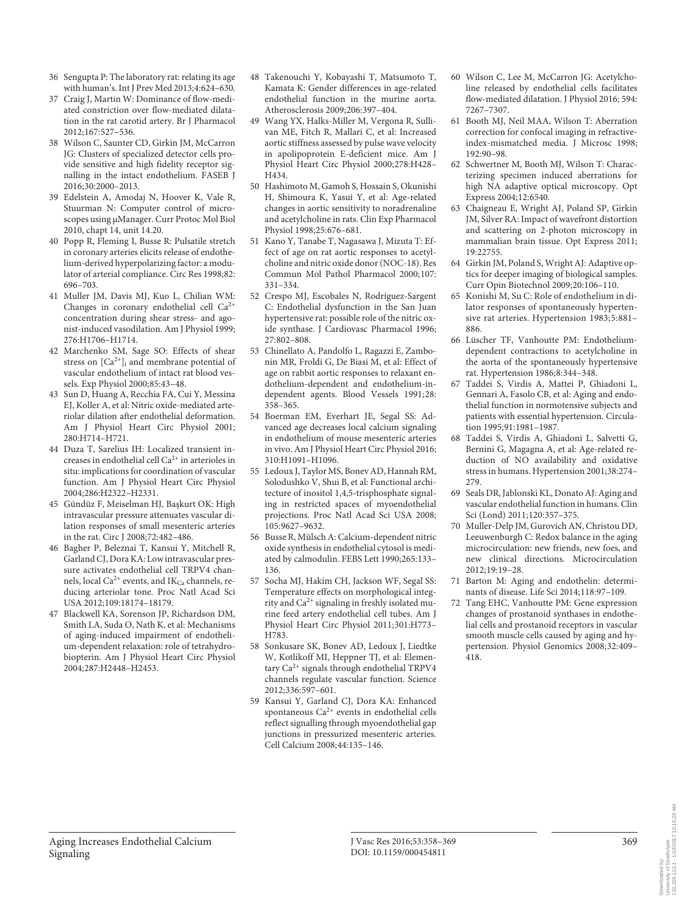36 Sengupta P: The laboratory rat: relating its age with human's. Int J Prev Med 2013;4:624–630.

37 Craig J, Martin W: Dominance of flow-mediated constriction over flow-mediated dilatation in the rat carotid artery. Br J Pharmacol 2012;167:527–536.

38 Wilson C, Saunter CD, Girkin JM, McCarron JG: Clusters of specialized detector cells provide sensitive and high fidelity receptor signalling in the intact endothelium. FASEB J 2016;30:2000–2013.

39 Edelstein A, Amodaj N, Hoover K, Vale R, Stuurman N: Computer control of microscopes using μManager. Curr Protoc Mol Biol 2010, chapt 14, unit 14.20.

40 Popp R, Fleming I, Busse R: Pulsatile stretch in coronary arteries elicits release of endothelium-derived hyperpolarizing factor: a modulator of arterial compliance. Circ Res 1998;82: 696–703.

41 Muller JM, Davis MJ, Kuo L, Chilian WM: Changes in coronary endothelial cell $Ca^{2+}$ concentration during shear stress- and agonist-induced vasodilation. Am J Physiol 1999; 276:H1706–H1714.

42 Marchenko SM, Sage SO: Effects of shear stress on $[Ca^{2+}]_i$ and membrane potential of vascular endothelium of intact rat blood vessels. Exp Physiol 2000;85:43–48.

43 Sun D, Huang A, Recchia FA, Cui Y, Messina EJ, Koller A, et al: Nitric oxide-mediated arteriolar dilation after endothelial deformation. Am J Physiol Heart Circ Physiol 2001; 280:H714–H721.

44 Duza T, Sarelius IH: Localized transient increases in endothelial cell $Ca^{2+}$ in arterioles in situ: implications for coordination of vascular function. Am J Physiol Heart Circ Physiol 2004;286:H2322–H2331.

45 Gündüz F, Meiselman HJ, Başkurt OK: High intravascular pressure attenuates vascular dilation responses of small mesenteric arteries in the rat. Circ J 2008;72:482–486.

46 Bagher P, Beleznai T, Kansui Y, Mitchell R, Garland CJ, Dora KA: Low intravascular pressure activates endothelial cell TRPV4 channels, local $Ca^{2+}$ events, and $IK_{Ca}$ channels, reducing arteriolar tone. Proc Natl Acad Sci USA 2012;109:18174–18179.

47 Blackwell KA, Sorenson JP, Richardson DM, Smith LA, Suda O, Nath K, et al: Mechanisms of aging-induced impairment of endothelium-dependent relaxation: role of tetrahydrobiopterin. Am J Physiol Heart Circ Physiol 2004;287:H2448–H2453.

48 Takenouchi Y, Kobayashi T, Matsumoto T, Kamata K: Gender differences in age-related endothelial function in the murine aorta. Atherosclerosis 2009;206:397–404.

49 Wang YX, Halks-Miller M, Vergona R, Sullivan ME, Fitch R, Mallari C, et al: Increased aortic stiffness assessed by pulse wave velocity in apolipoprotein E-deficient mice. Am J Physiol Heart Circ Physiol 2000;278:H428–H434.

50 Hashimoto M, Gamoh S, Hossain S, Okunishi H, Shimoura K, Yasui Y, et al: Age-related changes in aortic sensitivity to noradrenaline and acetylcholine in rats. Clin Exp Pharmacol Physiol 1998;25:676–681.

51 Kano Y, Tanabe T, Nagasawa J, Mizuta T: Effect of age on rat aortic responses to acetylcholine and nitric oxide donor (NOC-18). Res Commun Mol Pathol Pharmacol 2000;107: 331–334.

52 Crespo MJ, Escobales N, Rodríguez-Sargent C: Endothelial dysfunction in the San Juan hypertensive rat: possible role of the nitric oxide synthase. J Cardiovasc Pharmacol 1996; 27:802–808.

53 Chinellato A, Pandolfo L, Ragazzi E, Zambonin MR, Froldi G, De Biasi M, et al: Effect of age on rabbit aortic responses to relaxant endothelium-dependent and endothelium-independent agents. Blood Vessels 1991;28: 358–365.

54 Boerman EM, Everhart JE, Segal SS: Advanced age decreases local calcium signaling in endothelium of mouse mesenteric arteries in vivo. Am J Physiol Heart Circ Physiol 2016; 310:H1091–H1096.

55 Ledoux J, Taylor MS, Bonev AD, Hannah RM, Solodushko V, Shui B, et al: Functional architecture of inositol 1,4,5-trisphosphate signaling in restricted spaces of myoendothelial projections. Proc Natl Acad Sci USA 2008; 105:9627–9632.

56 Busse R, Mülsch A: Calcium-dependent nitric oxide synthesis in endothelial cytosol is mediated by calmodulin. FEBS Lett 1990;265:133–136.

57 Socha MJ, Hakim CH, Jackson WF, Segal SS: Temperature effects on morphological integrity and $Ca^{2+}$ signaling in freshly isolated murine feed artery endothelial cell tubes. Am J Physiol Heart Circ Physiol 2011;301:H773–H783.

58 Sonkusare SK, Bonev AD, Ledoux J, Liedtke W, Kotlikoff MI, Heppner TJ, et al: Elementary $Ca^{2+}$ signals through endothelial TRPV4 channels regulate vascular function. Science 2012;336:597–601.

59 Kansui Y, Garland CJ, Dora KA: Enhanced spontaneous $Ca^{2+}$ events in endothelial cells reflect signalling through myoendothelial gap junctions in pressurized mesenteric arteries. Cell Calcium 2008;44:135–146.

60 Wilson C, Lee M, McCarron JG: Acetylcholine released by endothelial cells facilitates flow-mediated dilatation. J Physiol 2016; 594: 7267–7307.

61 Booth MJ, Neil MAA, Wilson T: Aberration correction for confocal imaging in refractive-index-mismatched media. J Microsc 1998; 192:90–98.

62 Schwertner M, Booth MJ, Wilson T: Characterizing specimen induced aberrations for high NA adaptive optical microscopy. Opt Express 2004;12:6540.

63 Chaigneau E, Wright AJ, Poland SP, Girkin JM, Silver RA: Impact of wavefront distortion and scattering on 2-photon microscopy in mammalian brain tissue. Opt Express 2011; 19:22755.

64 Girkin JM, Poland S, Wright AJ: Adaptive optics for deeper imaging of biological samples. Curr Opin Biotechnol 2009;20:106–110.

65 Konishi M, Su C: Role of endothelium in dilator responses of spontaneously hypertensive rat arteries. Hypertension 1983;5:881–886.

66 Lüscher TF, Vanhoutte PM: Endothelium-dependent contractions to acetylcholine in the aorta of the spontaneously hypertensive rat. Hypertension 1986;8:344–348.

67 Taddei S, Virdis A, Mattei P, Ghiadoni L, Gennari A, Fasolo CB, et al: Aging and endothelial function in normotensive subjects and patients with essential hypertension. Circulation 1995;91:1981–1987.

68 Taddei S, Virdis A, Ghiadoni L, Salvetti G, Bernini G, Magagna A, et al: Age-related reduction of NO availability and oxidative stress in humans. Hypertension 2001;38:274–279.

69 Seals DR, Jablonski KL, Donato AJ: Aging and vascular endothelial function in humans. Clin Sci (Lond) 2011;120:357–375.

70 Muller-Delp JM, Gurovich AN, Christou DD, Leeuwenburgh C: Redox balance in the aging microcirculation: new friends, new foes, and new clinical directions. Microcirculation 2012;19:19–28.

71 Barton M: Aging and endothelin: determinants of disease. Life Sci 2014;118:97–109.

72 Tang EHC, Vanhoutte PM: Gene expression changes of prostanoid synthases in endothelial cells and prostanoid receptors in vascular smooth muscle cells caused by aging and hypertension. Physiol Genomics 2008;32:409–418.